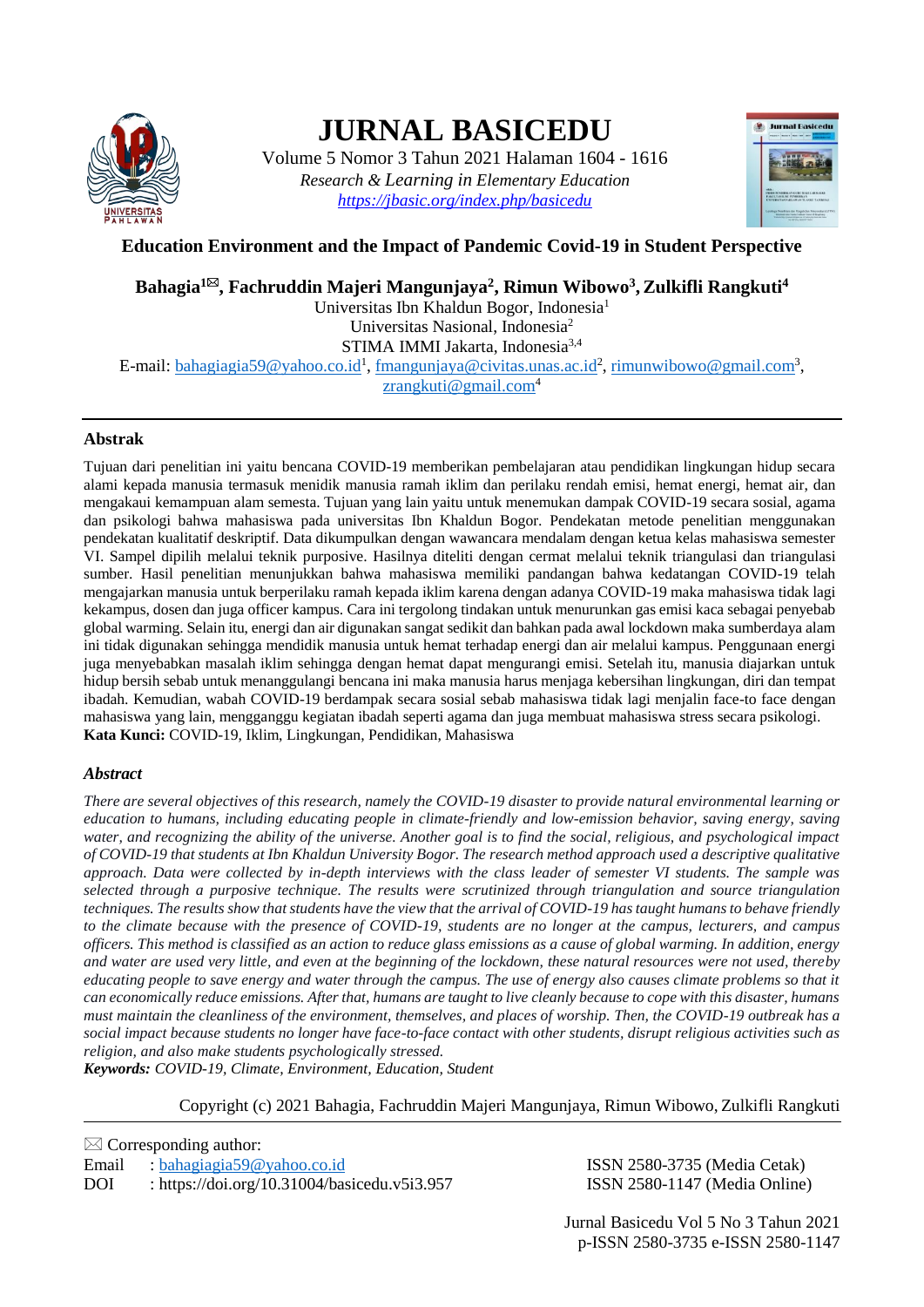# JURNAL BASICEDU

Volume 5 Nomor 3 Tahun 2021 Halaman 1604 - 1616

*Research & Learning in Elementary Education*

https://jbasic.org/index.php/basicedu

## Education Environment and the Impact of Pandemic Covid-19 in Student Perspective

**Bahagia[1✉], Fachruddin Majeri Mangunjaya[2], Rimun Wibowo[3], Zulkifli Rangkuti[4]**

Universitas Ibn Khaldun Bogor, Indonesia[1]

Universitas Nasional, Indonesia[2]

STIMA IMMI Jakarta, Indonesia[3,4]

E-mail: bahagiagia59@yahoo.co.id[1], fmangunjaya@civitas.unas.ac.id[2], rimunwibowo@gmail.com[3], zrangkuti@gmail.com[4]

### Abstrak

Tujuan dari penelitian ini yaitu bencana COVID-19 memberikan pembelajaran atau pendidikan lingkungan hidup secara alami kepada manusia termasuk menidik manusia ramah iklim dan perilaku rendah emisi, hemat energi, hemat air, dan mengakaui kemampuan alam semesta. Tujuan yang lain yaitu untuk menemukan dampak COVID-19 secara sosial, agama dan psikologi bahwa mahasiswa pada universitas Ibn Khaldun Bogor. Pendekatan metode penelitian menggunakan pendekatan kualitatif deskriptif. Data dikumpulkan dengan wawancara mendalam dengan ketua kelas mahasiswa semester VI. Sampel dipilih melalui teknik purposive. Hasilnya diteliti dengan cermat melalui teknik triangulasi dan triangulasi sumber. Hasil penelitian menunjukkan bahwa mahasiswa memiliki pandangan bahwa kedatangan COVID-19 telah mengajarkan manusia untuk berperilaku ramah kepada iklim karena dengan adanya COVID-19 maka mahasiswa tidak lagi kekampus, dosen dan juga officer kampus. Cara ini tergolong tindakan untuk menurunkan gas emisi kaca sebagai penyebab global warming. Selain itu, energi dan air digunakan sangat sedikit dan bahkan pada awal lockdown maka sumberdaya alam ini tidak digunakan sehingga mendidik manusia untuk hemat terhadap energi dan air melalui kampus. Penggunaan energi juga menyebabkan masalah iklim sehingga dengan hemat dapat mengurangi emisi. Setelah itu, manusia diajarkan untuk hidup bersih sebab untuk menanggulangi bencana ini maka manusia harus menjaga kebersihan lingkungan, diri dan tempat ibadah. Kemudian, wabah COVID-19 berdampak secara sosial sebab mahasiswa tidak lagi menjalin face-to face dengan mahasiswa yang lain, mengganggu kegiatan ibadah seperti agama dan juga membuat mahasiswa stress secara psikologi.

**Kata Kunci:** COVID-19, Iklim, Lingkungan, Pendidikan, Mahasiswa

### *Abstract*

*There are several objectives of this research, namely the COVID-19 disaster to provide natural environmental learning or education to humans, including educating people in climate-friendly and low-emission behavior, saving energy, saving water, and recognizing the ability of the universe. Another goal is to find the social, religious, and psychological impact of COVID-19 that students at Ibn Khaldun University Bogor. The research method approach used a descriptive qualitative approach. Data were collected by in-depth interviews with the class leader of semester VI students. The sample was selected through a purposive technique. The results were scrutinized through triangulation and source triangulation techniques. The results show that students have the view that the arrival of COVID-19 has taught humans to behave friendly to the climate because with the presence of COVID-19, students are no longer at the campus, lecturers, and campus officers. This method is classified as an action to reduce glass emissions as a cause of global warming. In addition, energy and water are used very little, and even at the beginning of the lockdown, these natural resources were not used, thereby educating people to save energy and water through the campus. The use of energy also causes climate problems so that it can economically reduce emissions. After that, humans are taught to live cleanly because to cope with this disaster, humans must maintain the cleanliness of the environment, themselves, and places of worship. Then, the COVID-19 outbreak has a social impact because students no longer have face-to-face contact with other students, disrupt religious activities such as religion, and also make students psychologically stressed.*

***Keywords:*** *COVID-19, Climate, Environment, Education, Student*

Copyright (c) 2021 Bahagia, Fachruddin Majeri Mangunjaya, Rimun Wibowo, Zulkifli Rangkuti

✉ Corresponding author:

Email : bahagiagia59@yahoo.co.id

DOI : https://doi.org/10.31004/basicedu.v5i3.957

ISSN 2580-3735 (Media Cetak)

ISSN 2580-1147 (Media Online)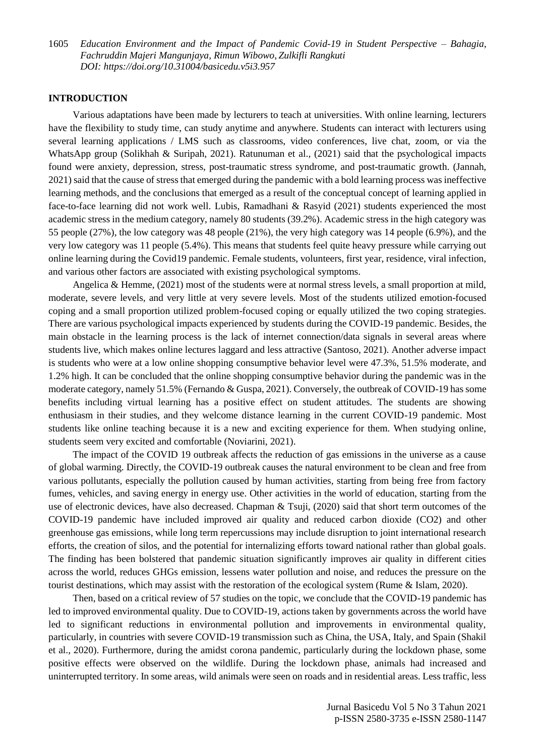## INTRODUCTION

Various adaptations have been made by lecturers to teach at universities. With online learning, lecturers have the flexibility to study time, can study anytime and anywhere. Students can interact with lecturers using several learning applications / LMS such as classrooms, video conferences, live chat, zoom, or via the WhatsApp group (Solikhah & Suripah, 2021). Ratunuman et al., (2021) said that the psychological impacts found were anxiety, depression, stress, post-traumatic stress syndrome, and post-traumatic growth. (Jannah, 2021) said that the cause of stress that emerged during the pandemic with a bold learning process was ineffective learning methods, and the conclusions that emerged as a result of the conceptual concept of learning applied in face-to-face learning did not work well. Lubis, Ramadhani & Rasyid (2021) students experienced the most academic stress in the medium category, namely 80 students (39.2%). Academic stress in the high category was 55 people (27%), the low category was 48 people (21%), the very high category was 14 people (6.9%), and the very low category was 11 people (5.4%). This means that students feel quite heavy pressure while carrying out online learning during the Covid19 pandemic. Female students, volunteers, first year, residence, viral infection, and various other factors are associated with existing psychological symptoms.

Angelica & Hemme, (2021) most of the students were at normal stress levels, a small proportion at mild, moderate, severe levels, and very little at very severe levels. Most of the students utilized emotion-focused coping and a small proportion utilized problem-focused coping or equally utilized the two coping strategies. There are various psychological impacts experienced by students during the COVID-19 pandemic. Besides, the main obstacle in the learning process is the lack of internet connection/data signals in several areas where students live, which makes online lectures laggard and less attractive (Santoso, 2021). Another adverse impact is students who were at a low online shopping consumptive behavior level were 47.3%, 51.5% moderate, and 1.2% high. It can be concluded that the online shopping consumptive behavior during the pandemic was in the moderate category, namely 51.5% (Fernando & Guspa, 2021). Conversely, the outbreak of COVID-19 has some benefits including virtual learning has a positive effect on student attitudes. The students are showing enthusiasm in their studies, and they welcome distance learning in the current COVID-19 pandemic. Most students like online teaching because it is a new and exciting experience for them. When studying online, students seem very excited and comfortable (Noviarini, 2021).

The impact of the COVID 19 outbreak affects the reduction of gas emissions in the universe as a cause of global warming. Directly, the COVID-19 outbreak causes the natural environment to be clean and free from various pollutants, especially the pollution caused by human activities, starting from being free from factory fumes, vehicles, and saving energy in energy use. Other activities in the world of education, starting from the use of electronic devices, have also decreased. Chapman & Tsuji, (2020) said that short term outcomes of the COVID-19 pandemic have included improved air quality and reduced carbon dioxide ($CO_2$) and other greenhouse gas emissions, while long term repercussions may include disruption to joint international research efforts, the creation of silos, and the potential for internalizing efforts toward national rather than global goals. The finding has been bolstered that pandemic situation significantly improves air quality in different cities across the world, reduces GHGs emission, lessens water pollution and noise, and reduces the pressure on the tourist destinations, which may assist with the restoration of the ecological system (Rume & Islam, 2020).

Then, based on a critical review of 57 studies on the topic, we conclude that the COVID-19 pandemic has led to improved environmental quality. Due to COVID-19, actions taken by governments across the world have led to significant reductions in environmental pollution and improvements in environmental quality, particularly, in countries with severe COVID-19 transmission such as China, the USA, Italy, and Spain (Shakil et al., 2020). Furthermore, during the amidst corona pandemic, particularly during the lockdown phase, some positive effects were observed on the wildlife. During the lockdown phase, animals had increased and uninterrupted territory. In some areas, wild animals were seen on roads and in residential areas. Less traffic, less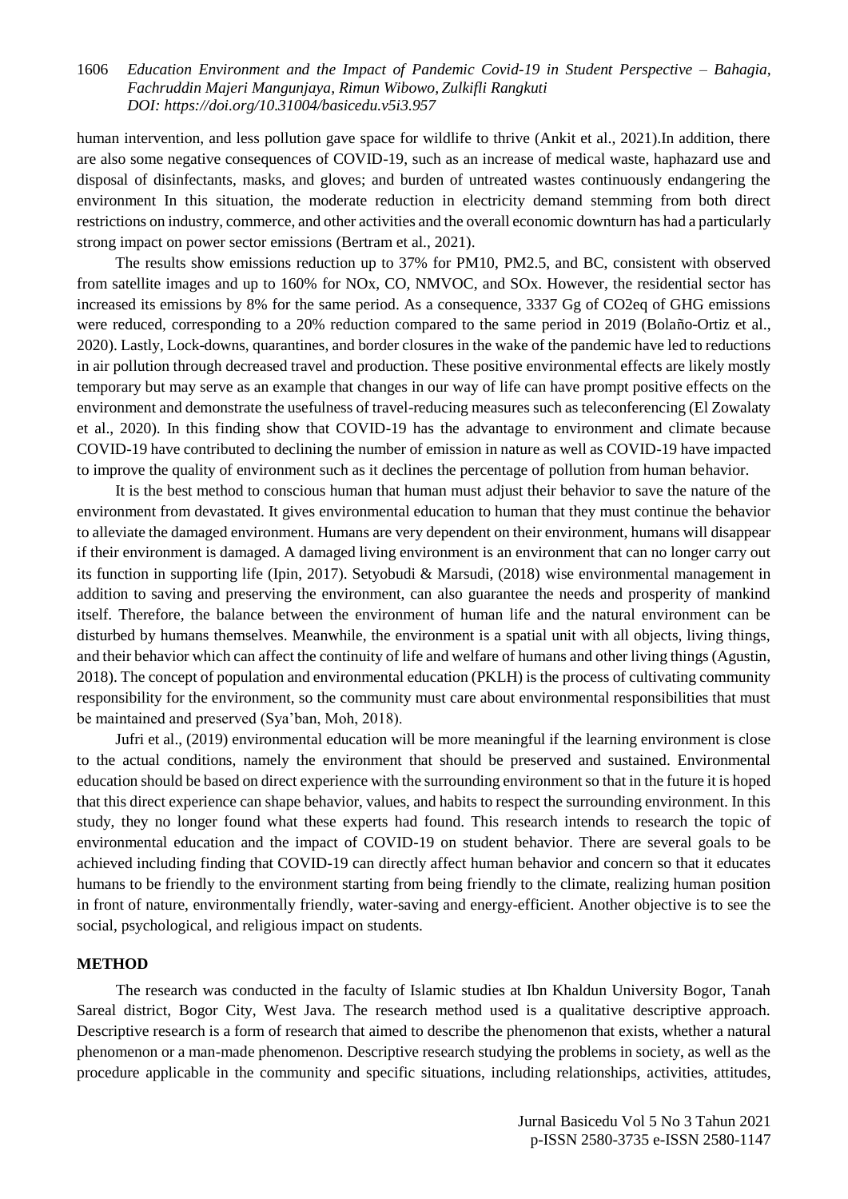human intervention, and less pollution gave space for wildlife to thrive (Ankit et al., 2021).In addition, there are also some negative consequences of COVID-19, such as an increase of medical waste, haphazard use and disposal of disinfectants, masks, and gloves; and burden of untreated wastes continuously endangering the environment In this situation, the moderate reduction in electricity demand stemming from both direct restrictions on industry, commerce, and other activities and the overall economic downturn has had a particularly strong impact on power sector emissions (Bertram et al., 2021).

The results show emissions reduction up to 37% for PM10, PM2.5, and BC, consistent with observed from satellite images and up to 160% for NOx, CO, NMVOC, and SOx. However, the residential sector has increased its emissions by 8% for the same period. As a consequence, 3337 Gg of CO2eq of GHG emissions were reduced, corresponding to a 20% reduction compared to the same period in 2019 (Bolaño-Ortiz et al., 2020). Lastly, Lock-downs, quarantines, and border closures in the wake of the pandemic have led to reductions in air pollution through decreased travel and production. These positive environmental effects are likely mostly temporary but may serve as an example that changes in our way of life can have prompt positive effects on the environment and demonstrate the usefulness of travel-reducing measures such as teleconferencing (El Zowalaty et al., 2020). In this finding show that COVID-19 has the advantage to environment and climate because COVID-19 have contributed to declining the number of emission in nature as well as COVID-19 have impacted to improve the quality of environment such as it declines the percentage of pollution from human behavior.

It is the best method to conscious human that human must adjust their behavior to save the nature of the environment from devastated. It gives environmental education to human that they must continue the behavior to alleviate the damaged environment. Humans are very dependent on their environment, humans will disappear if their environment is damaged. A damaged living environment is an environment that can no longer carry out its function in supporting life (Ipin, 2017). Setyobudi & Marsudi, (2018) wise environmental management in addition to saving and preserving the environment, can also guarantee the needs and prosperity of mankind itself. Therefore, the balance between the environment of human life and the natural environment can be disturbed by humans themselves. Meanwhile, the environment is a spatial unit with all objects, living things, and their behavior which can affect the continuity of life and welfare of humans and other living things (Agustin, 2018). The concept of population and environmental education (PKLH) is the process of cultivating community responsibility for the environment, so the community must care about environmental responsibilities that must be maintained and preserved (Sya'ban, Moh, 2018).

Jufri et al., (2019) environmental education will be more meaningful if the learning environment is close to the actual conditions, namely the environment that should be preserved and sustained. Environmental education should be based on direct experience with the surrounding environment so that in the future it is hoped that this direct experience can shape behavior, values, and habits to respect the surrounding environment. In this study, they no longer found what these experts had found. This research intends to research the topic of environmental education and the impact of COVID-19 on student behavior. There are several goals to be achieved including finding that COVID-19 can directly affect human behavior and concern so that it educates humans to be friendly to the environment starting from being friendly to the climate, realizing human position in front of nature, environmentally friendly, water-saving and energy-efficient. Another objective is to see the social, psychological, and religious impact on students.

## METHOD

The research was conducted in the faculty of Islamic studies at Ibn Khaldun University Bogor, Tanah Sareal district, Bogor City, West Java. The research method used is a qualitative descriptive approach. Descriptive research is a form of research that aimed to describe the phenomenon that exists, whether a natural phenomenon or a man-made phenomenon. Descriptive research studying the problems in society, as well as the procedure applicable in the community and specific situations, including relationships, activities, attitudes,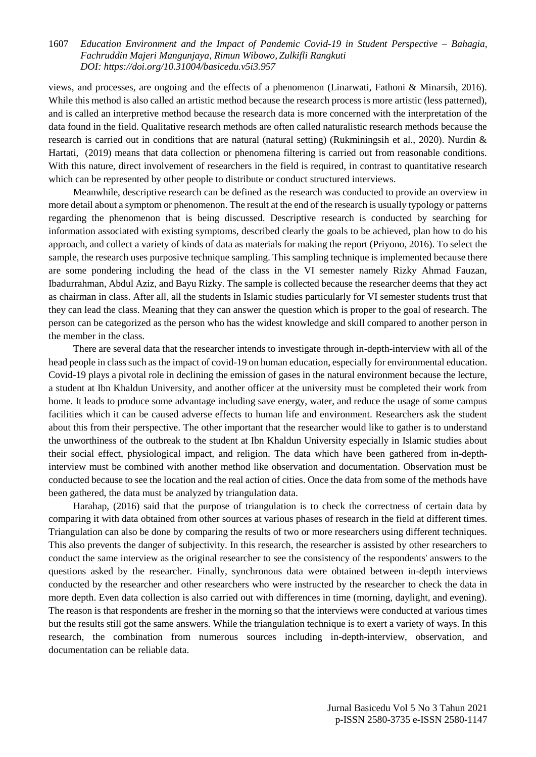views, and processes, are ongoing and the effects of a phenomenon (Linarwati, Fathoni & Minarsih, 2016). While this method is also called an artistic method because the research process is more artistic (less patterned), and is called an interpretive method because the research data is more concerned with the interpretation of the data found in the field. Qualitative research methods are often called naturalistic research methods because the research is carried out in conditions that are natural (natural setting) (Rukminingsih et al., 2020). Nurdin & Hartati, (2019) means that data collection or phenomena filtering is carried out from reasonable conditions. With this nature, direct involvement of researchers in the field is required, in contrast to quantitative research which can be represented by other people to distribute or conduct structured interviews.

Meanwhile, descriptive research can be defined as the research was conducted to provide an overview in more detail about a symptom or phenomenon. The result at the end of the research is usually typology or patterns regarding the phenomenon that is being discussed. Descriptive research is conducted by searching for information associated with existing symptoms, described clearly the goals to be achieved, plan how to do his approach, and collect a variety of kinds of data as materials for making the report (Priyono, 2016). To select the sample, the research uses purposive technique sampling. This sampling technique is implemented because there are some pondering including the head of the class in the VI semester namely Rizky Ahmad Fauzan, Ibadurrahman, Abdul Aziz, and Bayu Rizky. The sample is collected because the researcher deems that they act as chairman in class. After all, all the students in Islamic studies particularly for VI semester students trust that they can lead the class. Meaning that they can answer the question which is proper to the goal of research. The person can be categorized as the person who has the widest knowledge and skill compared to another person in the member in the class.

There are several data that the researcher intends to investigate through in-depth-interview with all of the head people in class such as the impact of covid-19 on human education, especially for environmental education. Covid-19 plays a pivotal role in declining the emission of gases in the natural environment because the lecture, a student at Ibn Khaldun University, and another officer at the university must be completed their work from home. It leads to produce some advantage including save energy, water, and reduce the usage of some campus facilities which it can be caused adverse effects to human life and environment. Researchers ask the student about this from their perspective. The other important that the researcher would like to gather is to understand the unworthiness of the outbreak to the student at Ibn Khaldun University especially in Islamic studies about their social effect, physiological impact, and religion. The data which have been gathered from in-depth-interview must be combined with another method like observation and documentation. Observation must be conducted because to see the location and the real action of cities. Once the data from some of the methods have been gathered, the data must be analyzed by triangulation data.

Harahap, (2016) said that the purpose of triangulation is to check the correctness of certain data by comparing it with data obtained from other sources at various phases of research in the field at different times. Triangulation can also be done by comparing the results of two or more researchers using different techniques. This also prevents the danger of subjectivity. In this research, the researcher is assisted by other researchers to conduct the same interview as the original researcher to see the consistency of the respondents' answers to the questions asked by the researcher. Finally, synchronous data were obtained between in-depth interviews conducted by the researcher and other researchers who were instructed by the researcher to check the data in more depth. Even data collection is also carried out with differences in time (morning, daylight, and evening). The reason is that respondents are fresher in the morning so that the interviews were conducted at various times but the results still got the same answers. While the triangulation technique is to exert a variety of ways. In this research, the combination from numerous sources including in-depth-interview, observation, and documentation can be reliable data.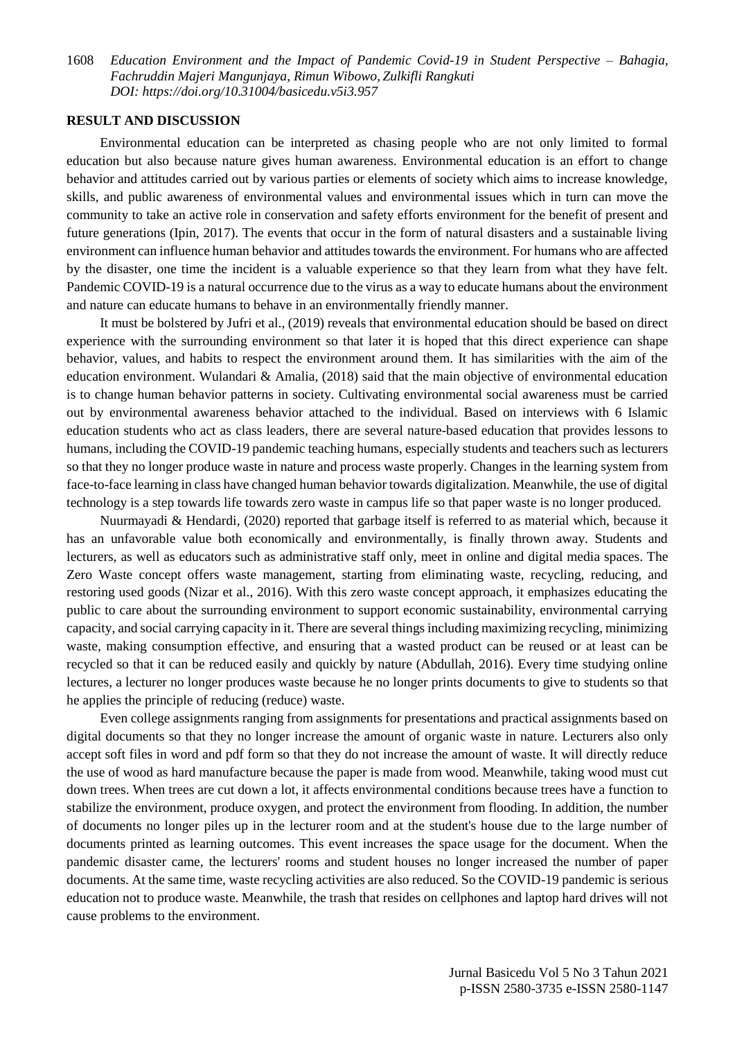## RESULT AND DISCUSSION

Environmental education can be interpreted as chasing people who are not only limited to formal education but also because nature gives human awareness. Environmental education is an effort to change behavior and attitudes carried out by various parties or elements of society which aims to increase knowledge, skills, and public awareness of environmental values and environmental issues which in turn can move the community to take an active role in conservation and safety efforts environment for the benefit of present and future generations (Ipin, 2017). The events that occur in the form of natural disasters and a sustainable living environment can influence human behavior and attitudes towards the environment. For humans who are affected by the disaster, one time the incident is a valuable experience so that they learn from what they have felt. Pandemic COVID-19 is a natural occurrence due to the virus as a way to educate humans about the environment and nature can educate humans to behave in an environmentally friendly manner.

It must be bolstered by Jufri et al., (2019) reveals that environmental education should be based on direct experience with the surrounding environment so that later it is hoped that this direct experience can shape behavior, values, and habits to respect the environment around them. It has similarities with the aim of the education environment. Wulandari & Amalia, (2018) said that the main objective of environmental education is to change human behavior patterns in society. Cultivating environmental social awareness must be carried out by environmental awareness behavior attached to the individual. Based on interviews with 6 Islamic education students who act as class leaders, there are several nature-based education that provides lessons to humans, including the COVID-19 pandemic teaching humans, especially students and teachers such as lecturers so that they no longer produce waste in nature and process waste properly. Changes in the learning system from face-to-face learning in class have changed human behavior towards digitalization. Meanwhile, the use of digital technology is a step towards life towards zero waste in campus life so that paper waste is no longer produced.

Nuurmayadi & Hendardi, (2020) reported that garbage itself is referred to as material which, because it has an unfavorable value both economically and environmentally, is finally thrown away. Students and lecturers, as well as educators such as administrative staff only, meet in online and digital media spaces. The Zero Waste concept offers waste management, starting from eliminating waste, recycling, reducing, and restoring used goods (Nizar et al., 2016). With this zero waste concept approach, it emphasizes educating the public to care about the surrounding environment to support economic sustainability, environmental carrying capacity, and social carrying capacity in it. There are several things including maximizing recycling, minimizing waste, making consumption effective, and ensuring that a wasted product can be reused or at least can be recycled so that it can be reduced easily and quickly by nature (Abdullah, 2016). Every time studying online lectures, a lecturer no longer produces waste because he no longer prints documents to give to students so that he applies the principle of reducing (reduce) waste.

Even college assignments ranging from assignments for presentations and practical assignments based on digital documents so that they no longer increase the amount of organic waste in nature. Lecturers also only accept soft files in word and pdf form so that they do not increase the amount of waste. It will directly reduce the use of wood as hard manufacture because the paper is made from wood. Meanwhile, taking wood must cut down trees. When trees are cut down a lot, it affects environmental conditions because trees have a function to stabilize the environment, produce oxygen, and protect the environment from flooding. In addition, the number of documents no longer piles up in the lecturer room and at the student's house due to the large number of documents printed as learning outcomes. This event increases the space usage for the document. When the pandemic disaster came, the lecturers' rooms and student houses no longer increased the number of paper documents. At the same time, waste recycling activities are also reduced. So the COVID-19 pandemic is serious education not to produce waste. Meanwhile, the trash that resides on cellphones and laptop hard drives will not cause problems to the environment.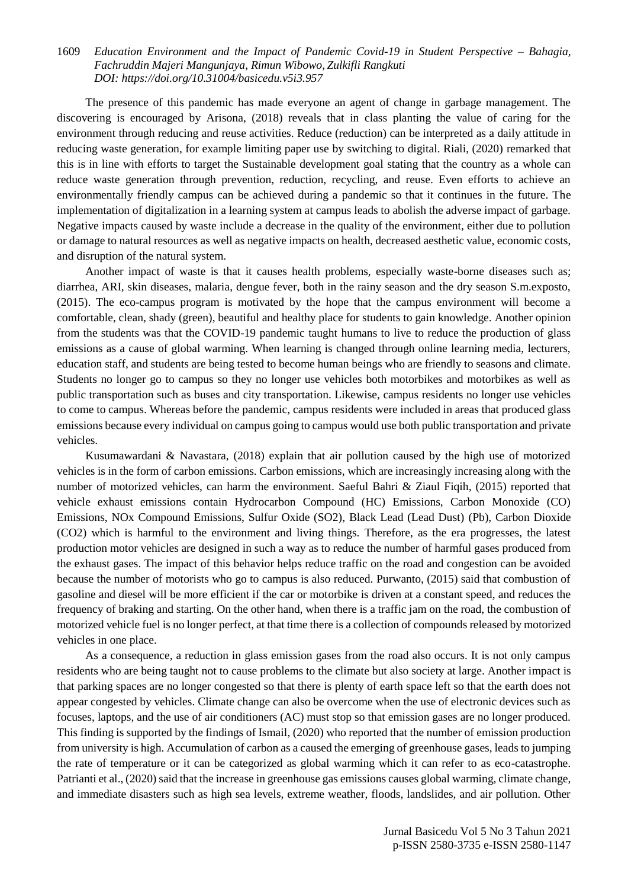The presence of this pandemic has made everyone an agent of change in garbage management. The discovering is encouraged by Arisona, (2018) reveals that in class planting the value of caring for the environment through reducing and reuse activities. Reduce (reduction) can be interpreted as a daily attitude in reducing waste generation, for example limiting paper use by switching to digital. Riali, (2020) remarked that this is in line with efforts to target the Sustainable development goal stating that the country as a whole can reduce waste generation through prevention, reduction, recycling, and reuse. Even efforts to achieve an environmentally friendly campus can be achieved during a pandemic so that it continues in the future. The implementation of digitalization in a learning system at campus leads to abolish the adverse impact of garbage. Negative impacts caused by waste include a decrease in the quality of the environment, either due to pollution or damage to natural resources as well as negative impacts on health, decreased aesthetic value, economic costs, and disruption of the natural system.

Another impact of waste is that it causes health problems, especially waste-borne diseases such as; diarrhea, ARI, skin diseases, malaria, dengue fever, both in the rainy season and the dry season S.m.exposto, (2015). The eco-campus program is motivated by the hope that the campus environment will become a comfortable, clean, shady (green), beautiful and healthy place for students to gain knowledge. Another opinion from the students was that the COVID-19 pandemic taught humans to live to reduce the production of glass emissions as a cause of global warming. When learning is changed through online learning media, lecturers, education staff, and students are being tested to become human beings who are friendly to seasons and climate. Students no longer go to campus so they no longer use vehicles both motorbikes and motorbikes as well as public transportation such as buses and city transportation. Likewise, campus residents no longer use vehicles to come to campus. Whereas before the pandemic, campus residents were included in areas that produced glass emissions because every individual on campus going to campus would use both public transportation and private vehicles.

Kusumawardani & Navastara, (2018) explain that air pollution caused by the high use of motorized vehicles is in the form of carbon emissions. Carbon emissions, which are increasingly increasing along with the number of motorized vehicles, can harm the environment. Saeful Bahri & Ziaul Fiqih, (2015) reported that vehicle exhaust emissions contain Hydrocarbon Compound (HC) Emissions, Carbon Monoxide (CO) Emissions, NOx Compound Emissions, Sulfur Oxide (SO2), Black Lead (Lead Dust) (Pb), Carbon Dioxide (CO2) which is harmful to the environment and living things. Therefore, as the era progresses, the latest production motor vehicles are designed in such a way as to reduce the number of harmful gases produced from the exhaust gases. The impact of this behavior helps reduce traffic on the road and congestion can be avoided because the number of motorists who go to campus is also reduced. Purwanto, (2015) said that combustion of gasoline and diesel will be more efficient if the car or motorbike is driven at a constant speed, and reduces the frequency of braking and starting. On the other hand, when there is a traffic jam on the road, the combustion of motorized vehicle fuel is no longer perfect, at that time there is a collection of compounds released by motorized vehicles in one place.

As a consequence, a reduction in glass emission gases from the road also occurs. It is not only campus residents who are being taught not to cause problems to the climate but also society at large. Another impact is that parking spaces are no longer congested so that there is plenty of earth space left so that the earth does not appear congested by vehicles. Climate change can also be overcome when the use of electronic devices such as focuses, laptops, and the use of air conditioners (AC) must stop so that emission gases are no longer produced. This finding is supported by the findings of Ismail, (2020) who reported that the number of emission production from university is high. Accumulation of carbon as a caused the emerging of greenhouse gases, leads to jumping the rate of temperature or it can be categorized as global warming which it can refer to as eco-catastrophe. Patrianti et al., (2020) said that the increase in greenhouse gas emissions causes global warming, climate change, and immediate disasters such as high sea levels, extreme weather, floods, landslides, and air pollution. Other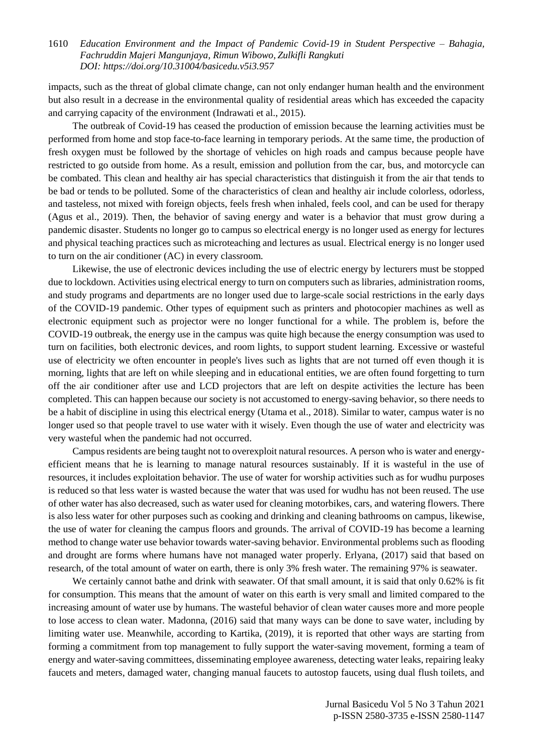impacts, such as the threat of global climate change, can not only endanger human health and the environment but also result in a decrease in the environmental quality of residential areas which has exceeded the capacity and carrying capacity of the environment (Indrawati et al., 2015).

The outbreak of Covid-19 has ceased the production of emission because the learning activities must be performed from home and stop face-to-face learning in temporary periods. At the same time, the production of fresh oxygen must be followed by the shortage of vehicles on high roads and campus because people have restricted to go outside from home. As a result, emission and pollution from the car, bus, and motorcycle can be combated. This clean and healthy air has special characteristics that distinguish it from the air that tends to be bad or tends to be polluted. Some of the characteristics of clean and healthy air include colorless, odorless, and tasteless, not mixed with foreign objects, feels fresh when inhaled, feels cool, and can be used for therapy (Agus et al., 2019). Then, the behavior of saving energy and water is a behavior that must grow during a pandemic disaster. Students no longer go to campus so electrical energy is no longer used as energy for lectures and physical teaching practices such as microteaching and lectures as usual. Electrical energy is no longer used to turn on the air conditioner (AC) in every classroom.

Likewise, the use of electronic devices including the use of electric energy by lecturers must be stopped due to lockdown. Activities using electrical energy to turn on computers such as libraries, administration rooms, and study programs and departments are no longer used due to large-scale social restrictions in the early days of the COVID-19 pandemic. Other types of equipment such as printers and photocopier machines as well as electronic equipment such as projector were no longer functional for a while. The problem is, before the COVID-19 outbreak, the energy use in the campus was quite high because the energy consumption was used to turn on facilities, both electronic devices, and room lights, to support student learning. Excessive or wasteful use of electricity we often encounter in people's lives such as lights that are not turned off even though it is morning, lights that are left on while sleeping and in educational entities, we are often found forgetting to turn off the air conditioner after use and LCD projectors that are left on despite activities the lecture has been completed. This can happen because our society is not accustomed to energy-saving behavior, so there needs to be a habit of discipline in using this electrical energy (Utama et al., 2018). Similar to water, campus water is no longer used so that people travel to use water with it wisely. Even though the use of water and electricity was very wasteful when the pandemic had not occurred.

Campus residents are being taught not to overexploit natural resources. A person who is water and energy-efficient means that he is learning to manage natural resources sustainably. If it is wasteful in the use of resources, it includes exploitation behavior. The use of water for worship activities such as for wudhu purposes is reduced so that less water is wasted because the water that was used for wudhu has not been reused. The use of other water has also decreased, such as water used for cleaning motorbikes, cars, and watering flowers. There is also less water for other purposes such as cooking and drinking and cleaning bathrooms on campus, likewise, the use of water for cleaning the campus floors and grounds. The arrival of COVID-19 has become a learning method to change water use behavior towards water-saving behavior. Environmental problems such as flooding and drought are forms where humans have not managed water properly. Erlyana, (2017) said that based on research, of the total amount of water on earth, there is only 3% fresh water. The remaining 97% is seawater.

We certainly cannot bathe and drink with seawater. Of that small amount, it is said that only 0.62% is fit for consumption. This means that the amount of water on this earth is very small and limited compared to the increasing amount of water use by humans. The wasteful behavior of clean water causes more and more people to lose access to clean water. Madonna, (2016) said that many ways can be done to save water, including by limiting water use. Meanwhile, according to Kartika, (2019), it is reported that other ways are starting from forming a commitment from top management to fully support the water-saving movement, forming a team of energy and water-saving committees, disseminating employee awareness, detecting water leaks, repairing leaky faucets and meters, damaged water, changing manual faucets to autostop faucets, using dual flush toilets, and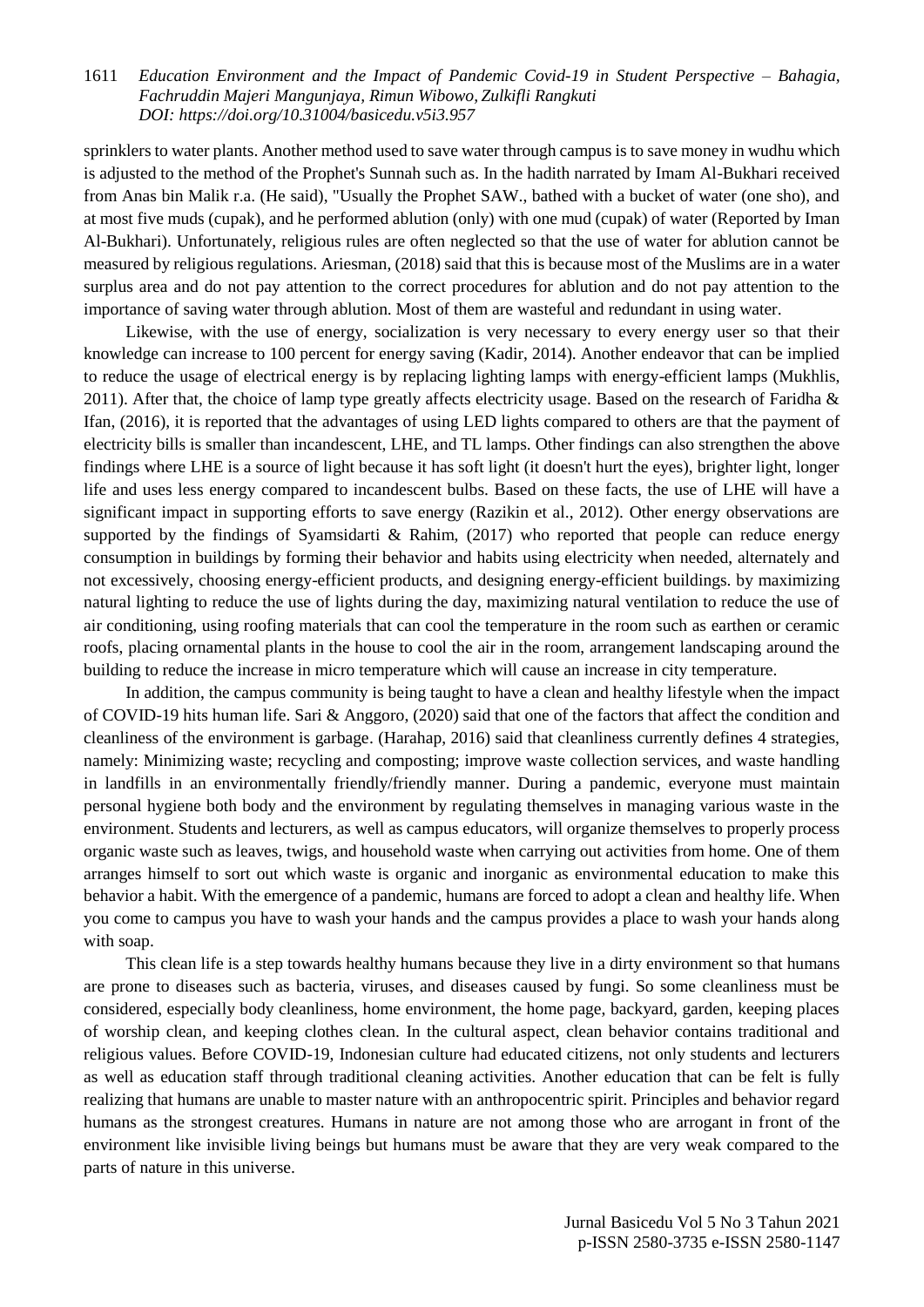sprinklers to water plants. Another method used to save water through campus is to save money in wudhu which is adjusted to the method of the Prophet's Sunnah such as. In the hadith narrated by Imam Al-Bukhari received from Anas bin Malik r.a. (He said), "Usually the Prophet SAW., bathed with a bucket of water (one sho), and at most five muds (cupak), and he performed ablution (only) with one mud (cupak) of water (Reported by Iman Al-Bukhari). Unfortunately, religious rules are often neglected so that the use of water for ablution cannot be measured by religious regulations. Ariesman, (2018) said that this is because most of the Muslims are in a water surplus area and do not pay attention to the correct procedures for ablution and do not pay attention to the importance of saving water through ablution. Most of them are wasteful and redundant in using water.

Likewise, with the use of energy, socialization is very necessary to every energy user so that their knowledge can increase to 100 percent for energy saving (Kadir, 2014). Another endeavor that can be implied to reduce the usage of electrical energy is by replacing lighting lamps with energy-efficient lamps (Mukhlis, 2011). After that, the choice of lamp type greatly affects electricity usage. Based on the research of Faridha & Ifan, (2016), it is reported that the advantages of using LED lights compared to others are that the payment of electricity bills is smaller than incandescent, LHE, and TL lamps. Other findings can also strengthen the above findings where LHE is a source of light because it has soft light (it doesn't hurt the eyes), brighter light, longer life and uses less energy compared to incandescent bulbs. Based on these facts, the use of LHE will have a significant impact in supporting efforts to save energy (Razikin et al., 2012). Other energy observations are supported by the findings of Syamsidarti & Rahim, (2017) who reported that people can reduce energy consumption in buildings by forming their behavior and habits using electricity when needed, alternately and not excessively, choosing energy-efficient products, and designing energy-efficient buildings. by maximizing natural lighting to reduce the use of lights during the day, maximizing natural ventilation to reduce the use of air conditioning, using roofing materials that can cool the temperature in the room such as earthen or ceramic roofs, placing ornamental plants in the house to cool the air in the room, arrangement landscaping around the building to reduce the increase in micro temperature which will cause an increase in city temperature.

In addition, the campus community is being taught to have a clean and healthy lifestyle when the impact of COVID-19 hits human life. Sari & Anggoro, (2020) said that one of the factors that affect the condition and cleanliness of the environment is garbage. (Harahap, 2016) said that cleanliness currently defines 4 strategies, namely: Minimizing waste; recycling and composting; improve waste collection services, and waste handling in landfills in an environmentally friendly/friendly manner. During a pandemic, everyone must maintain personal hygiene both body and the environment by regulating themselves in managing various waste in the environment. Students and lecturers, as well as campus educators, will organize themselves to properly process organic waste such as leaves, twigs, and household waste when carrying out activities from home. One of them arranges himself to sort out which waste is organic and inorganic as environmental education to make this behavior a habit. With the emergence of a pandemic, humans are forced to adopt a clean and healthy life. When you come to campus you have to wash your hands and the campus provides a place to wash your hands along with soap.

This clean life is a step towards healthy humans because they live in a dirty environment so that humans are prone to diseases such as bacteria, viruses, and diseases caused by fungi. So some cleanliness must be considered, especially body cleanliness, home environment, the home page, backyard, garden, keeping places of worship clean, and keeping clothes clean. In the cultural aspect, clean behavior contains traditional and religious values. Before COVID-19, Indonesian culture had educated citizens, not only students and lecturers as well as education staff through traditional cleaning activities. Another education that can be felt is fully realizing that humans are unable to master nature with an anthropocentric spirit. Principles and behavior regard humans as the strongest creatures. Humans in nature are not among those who are arrogant in front of the environment like invisible living beings but humans must be aware that they are very weak compared to the parts of nature in this universe.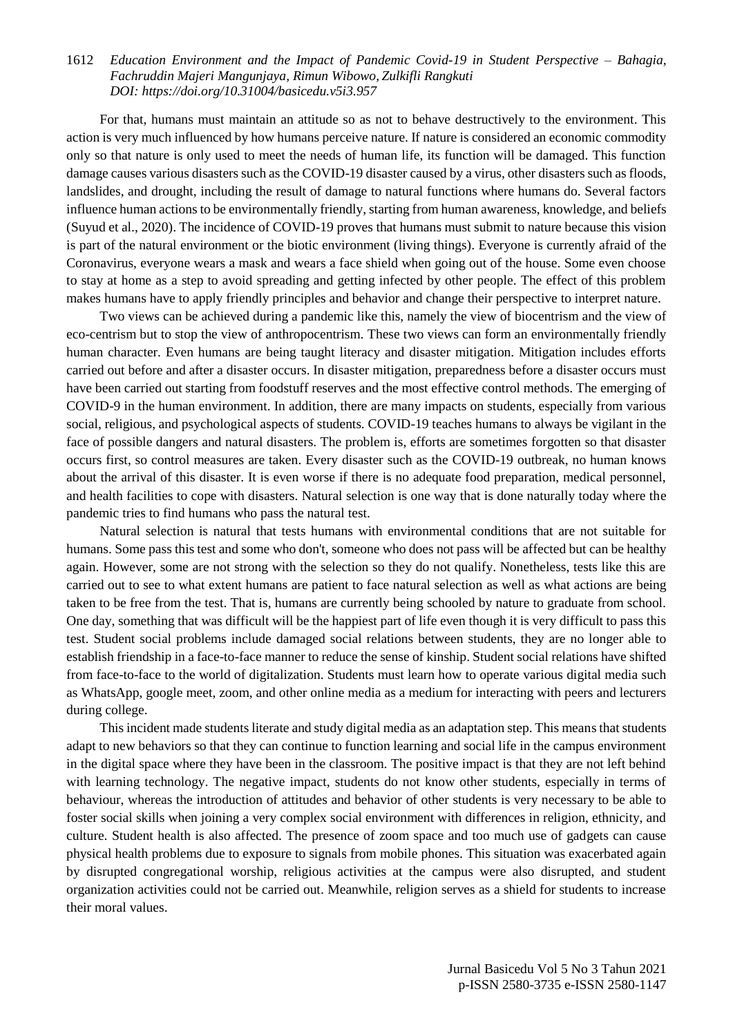For that, humans must maintain an attitude so as not to behave destructively to the environment. This action is very much influenced by how humans perceive nature. If nature is considered an economic commodity only so that nature is only used to meet the needs of human life, its function will be damaged. This function damage causes various disasters such as the COVID-19 disaster caused by a virus, other disasters such as floods, landslides, and drought, including the result of damage to natural functions where humans do. Several factors influence human actions to be environmentally friendly, starting from human awareness, knowledge, and beliefs (Suyud et al., 2020). The incidence of COVID-19 proves that humans must submit to nature because this vision is part of the natural environment or the biotic environment (living things). Everyone is currently afraid of the Coronavirus, everyone wears a mask and wears a face shield when going out of the house. Some even choose to stay at home as a step to avoid spreading and getting infected by other people. The effect of this problem makes humans have to apply friendly principles and behavior and change their perspective to interpret nature.

Two views can be achieved during a pandemic like this, namely the view of biocentrism and the view of eco-centrism but to stop the view of anthropocentrism. These two views can form an environmentally friendly human character. Even humans are being taught literacy and disaster mitigation. Mitigation includes efforts carried out before and after a disaster occurs. In disaster mitigation, preparedness before a disaster occurs must have been carried out starting from foodstuff reserves and the most effective control methods. The emerging of COVID-9 in the human environment. In addition, there are many impacts on students, especially from various social, religious, and psychological aspects of students. COVID-19 teaches humans to always be vigilant in the face of possible dangers and natural disasters. The problem is, efforts are sometimes forgotten so that disaster occurs first, so control measures are taken. Every disaster such as the COVID-19 outbreak, no human knows about the arrival of this disaster. It is even worse if there is no adequate food preparation, medical personnel, and health facilities to cope with disasters. Natural selection is one way that is done naturally today where the pandemic tries to find humans who pass the natural test.

Natural selection is natural that tests humans with environmental conditions that are not suitable for humans. Some pass this test and some who don't, someone who does not pass will be affected but can be healthy again. However, some are not strong with the selection so they do not qualify. Nonetheless, tests like this are carried out to see to what extent humans are patient to face natural selection as well as what actions are being taken to be free from the test. That is, humans are currently being schooled by nature to graduate from school. One day, something that was difficult will be the happiest part of life even though it is very difficult to pass this test. Student social problems include damaged social relations between students, they are no longer able to establish friendship in a face-to-face manner to reduce the sense of kinship. Student social relations have shifted from face-to-face to the world of digitalization. Students must learn how to operate various digital media such as WhatsApp, google meet, zoom, and other online media as a medium for interacting with peers and lecturers during college.

This incident made students literate and study digital media as an adaptation step. This means that students adapt to new behaviors so that they can continue to function learning and social life in the campus environment in the digital space where they have been in the classroom. The positive impact is that they are not left behind with learning technology. The negative impact, students do not know other students, especially in terms of behaviour, whereas the introduction of attitudes and behavior of other students is very necessary to be able to foster social skills when joining a very complex social environment with differences in religion, ethnicity, and culture. Student health is also affected. The presence of zoom space and too much use of gadgets can cause physical health problems due to exposure to signals from mobile phones. This situation was exacerbated again by disrupted congregational worship, religious activities at the campus were also disrupted, and student organization activities could not be carried out. Meanwhile, religion serves as a shield for students to increase their moral values.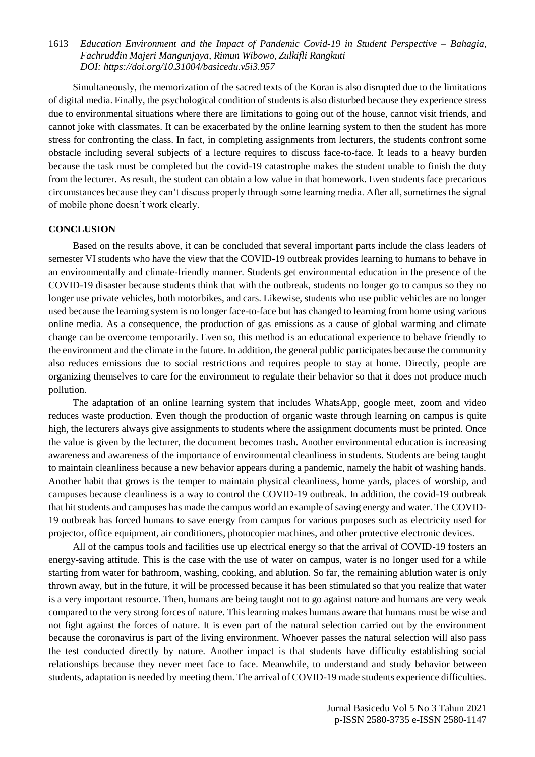Simultaneously, the memorization of the sacred texts of the Koran is also disrupted due to the limitations of digital media. Finally, the psychological condition of students is also disturbed because they experience stress due to environmental situations where there are limitations to going out of the house, cannot visit friends, and cannot joke with classmates. It can be exacerbated by the online learning system to then the student has more stress for confronting the class. In fact, in completing assignments from lecturers, the students confront some obstacle including several subjects of a lecture requires to discuss face-to-face. It leads to a heavy burden because the task must be completed but the covid-19 catastrophe makes the student unable to finish the duty from the lecturer. As result, the student can obtain a low value in that homework. Even students face precarious circumstances because they can't discuss properly through some learning media. After all, sometimes the signal of mobile phone doesn't work clearly.

## CONCLUSION

Based on the results above, it can be concluded that several important parts include the class leaders of semester VI students who have the view that the COVID-19 outbreak provides learning to humans to behave in an environmentally and climate-friendly manner. Students get environmental education in the presence of the COVID-19 disaster because students think that with the outbreak, students no longer go to campus so they no longer use private vehicles, both motorbikes, and cars. Likewise, students who use public vehicles are no longer used because the learning system is no longer face-to-face but has changed to learning from home using various online media. As a consequence, the production of gas emissions as a cause of global warming and climate change can be overcome temporarily. Even so, this method is an educational experience to behave friendly to the environment and the climate in the future. In addition, the general public participates because the community also reduces emissions due to social restrictions and requires people to stay at home. Directly, people are organizing themselves to care for the environment to regulate their behavior so that it does not produce much pollution.

The adaptation of an online learning system that includes WhatsApp, google meet, zoom and video reduces waste production. Even though the production of organic waste through learning on campus is quite high, the lecturers always give assignments to students where the assignment documents must be printed. Once the value is given by the lecturer, the document becomes trash. Another environmental education is increasing awareness and awareness of the importance of environmental cleanliness in students. Students are being taught to maintain cleanliness because a new behavior appears during a pandemic, namely the habit of washing hands. Another habit that grows is the temper to maintain physical cleanliness, home yards, places of worship, and campuses because cleanliness is a way to control the COVID-19 outbreak. In addition, the covid-19 outbreak that hit students and campuses has made the campus world an example of saving energy and water. The COVID-19 outbreak has forced humans to save energy from campus for various purposes such as electricity used for projector, office equipment, air conditioners, photocopier machines, and other protective electronic devices.

All of the campus tools and facilities use up electrical energy so that the arrival of COVID-19 fosters an energy-saving attitude. This is the case with the use of water on campus, water is no longer used for a while starting from water for bathroom, washing, cooking, and ablution. So far, the remaining ablution water is only thrown away, but in the future, it will be processed because it has been stimulated so that you realize that water is a very important resource. Then, humans are being taught not to go against nature and humans are very weak compared to the very strong forces of nature. This learning makes humans aware that humans must be wise and not fight against the forces of nature. It is even part of the natural selection carried out by the environment because the coronavirus is part of the living environment. Whoever passes the natural selection will also pass the test conducted directly by nature. Another impact is that students have difficulty establishing social relationships because they never meet face to face. Meanwhile, to understand and study behavior between students, adaptation is needed by meeting them. The arrival of COVID-19 made students experience difficulties.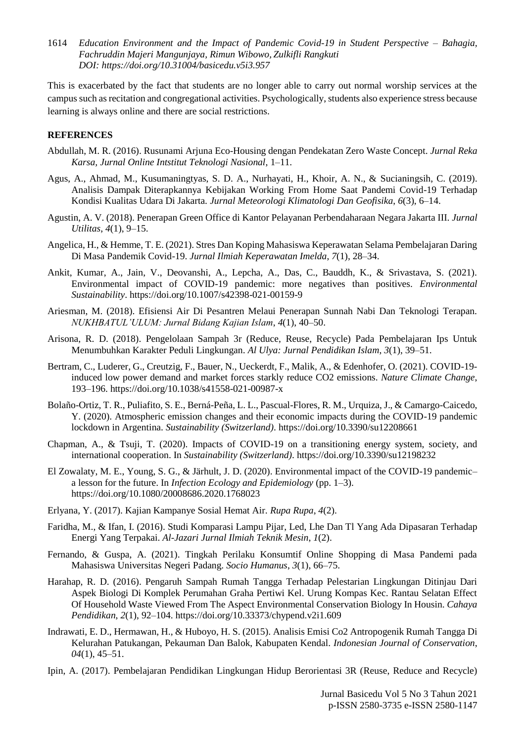This is exacerbated by the fact that students are no longer able to carry out normal worship services at the campus such as recitation and congregational activities. Psychologically, students also experience stress because learning is always online and there are social restrictions.

## REFERENCES

Abdullah, M. R. (2016). Rusunami Arjuna Eco-Housing dengan Pendekatan Zero Waste Concept. *Jurnal Reka Karsa, Jurnal Online Intstitut Teknologi Nasional*, 1–11.

Agus, A., Ahmad, M., Kusumaningtyas, S. D. A., Nurhayati, H., Khoir, A. N., & Sucianingsih, C. (2019). Analisis Dampak Diterapkannya Kebijakan Working From Home Saat Pandemi Covid-19 Terhadap Kondisi Kualitas Udara Di Jakarta. *Jurnal Meteorologi Klimatologi Dan Geofisika*, *6*(3), 6–14.

Agustin, A. V. (2018). Penerapan Green Office di Kantor Pelayanan Perbendaharaan Negara Jakarta III. *Jurnal Utilitas*, *4*(1), 9–15.

Angelica, H., & Hemme, T. E. (2021). Stres Dan Koping Mahasiswa Keperawatan Selama Pembelajaran Daring Di Masa Pandemik Covid-19. *Jurnal Ilmiah Keperawatan Imelda*, *7*(1), 28–34.

Ankit, Kumar, A., Jain, V., Deovanshi, A., Lepcha, A., Das, C., Bauddh, K., & Srivastava, S. (2021). Environmental impact of COVID-19 pandemic: more negatives than positives. *Environmental Sustainability*. https://doi.org/10.1007/s42398-021-00159-9

Ariesman, M. (2018). Efisiensi Air Di Pesantren Melaui Penerapan Sunnah Nabi Dan Teknologi Terapan. *NUKHBATUL'ULUM: Jurnal Bidang Kajian Islam*, *4*(1), 40–50.

Arisona, R. D. (2018). Pengelolaan Sampah 3r (Reduce, Reuse, Recycle) Pada Pembelajaran Ips Untuk Menumbuhkan Karakter Peduli Lingkungan. *Al Ulya: Jurnal Pendidikan Islam*, *3*(1), 39–51.

Bertram, C., Luderer, G., Creutzig, F., Bauer, N., Ueckerdt, F., Malik, A., & Edenhofer, O. (2021). COVID-19-induced low power demand and market forces starkly reduce CO2 emissions. *Nature Climate Change*, 193–196. https://doi.org/10.1038/s41558-021-00987-x

Bolaño-Ortiz, T. R., Puliafito, S. E., Berná-Peña, L. L., Pascual-Flores, R. M., Urquiza, J., & Camargo-Caicedo, Y. (2020). Atmospheric emission changes and their economic impacts during the COVID-19 pandemic lockdown in Argentina. *Sustainability (Switzerland)*. https://doi.org/10.3390/su12208661

Chapman, A., & Tsuji, T. (2020). Impacts of COVID-19 on a transitioning energy system, society, and international cooperation. In *Sustainability (Switzerland)*. https://doi.org/10.3390/su12198232

El Zowalaty, M. E., Young, S. G., & Järhult, J. D. (2020). Environmental impact of the COVID-19 pandemic– a lesson for the future. In *Infection Ecology and Epidemiology* (pp. 1–3). https://doi.org/10.1080/20008686.2020.1768023

Erlyana, Y. (2017). Kajian Kampanye Sosial Hemat Air. *Rupa Rupa*, *4*(2).

Faridha, M., & Ifan, I. (2016). Studi Komparasi Lampu Pijar, Led, Lhe Dan Tl Yang Ada Dipasaran Terhadap Energi Yang Terpakai. *Al-Jazari Jurnal Ilmiah Teknik Mesin*, *1*(2).

Fernando, & Guspa, A. (2021). Tingkah Perilaku Konsumtif Online Shopping di Masa Pandemi pada Mahasiswa Universitas Negeri Padang. *Socio Humanus*, *3*(1), 66–75.

Harahap, R. D. (2016). Pengaruh Sampah Rumah Tangga Terhadap Pelestarian Lingkungan Ditinjau Dari Aspek Biologi Di Komplek Perumahan Graha Pertiwi Kel. Urung Kompas Kec. Rantau Selatan Effect Of Household Waste Viewed From The Aspect Environmental Conservation Biology In Housin. *Cahaya Pendidikan*, *2*(1), 92–104. https://doi.org/10.33373/chypend.v2i1.609

Indrawati, E. D., Hermawan, H., & Huboyo, H. S. (2015). Analisis Emisi Co2 Antropogenik Rumah Tangga Di Kelurahan Patukangan, Pekauman Dan Balok, Kabupaten Kendal. *Indonesian Journal of Conservation*, *04*(1), 45–51.

Ipin, A. (2017). Pembelajaran Pendidikan Lingkungan Hidup Berorientasi 3R (Reuse, Reduce and Recycle)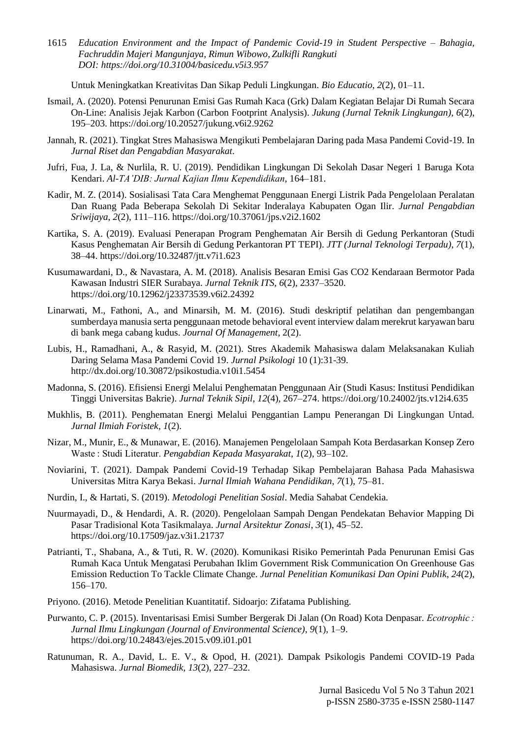Untuk Meningkatkan Kreativitas Dan Sikap Peduli Lingkungan. *Bio Educatio*, *2*(2), 01–11.

Ismail, A. (2020). Potensi Penurunan Emisi Gas Rumah Kaca (Grk) Dalam Kegiatan Belajar Di Rumah Secara On-Line: Analisis Jejak Karbon (Carbon Footprint Analysis). *Jukung (Jurnal Teknik Lingkungan)*, *6*(2), 195–203. https://doi.org/10.20527/jukung.v6i2.9262

Jannah, R. (2021). Tingkat Stres Mahasiswa Mengikuti Pembelajaran Daring pada Masa Pandemi Covid-19. In *Jurnal Riset dan Pengabdian Masyarakat*.

Jufri, Fua, J. La, & Nurlila, R. U. (2019). Pendidikan Lingkungan Di Sekolah Dasar Negeri 1 Baruga Kota Kendari. *Al-TA'DIB: Jurnal Kajian Ilmu Kependidikan*, 164–181.

Kadir, M. Z. (2014). Sosialisasi Tata Cara Menghemat Penggunaan Energi Listrik Pada Pengelolaan Peralatan Dan Ruang Pada Beberapa Sekolah Di Sekitar Inderalaya Kabupaten Ogan Ilir. *Jurnal Pengabdian Sriwijaya*, *2*(2), 111–116. https://doi.org/10.37061/jps.v2i2.1602

Kartika, S. A. (2019). Evaluasi Penerapan Program Penghematan Air Bersih di Gedung Perkantoran (Studi Kasus Penghematan Air Bersih di Gedung Perkantoran PT TEPI). *JTT (Jurnal Teknologi Terpadu)*, *7*(1), 38–44. https://doi.org/10.32487/jtt.v7i1.623

Kusumawardani, D., & Navastara, A. M. (2018). Analisis Besaran Emisi Gas CO2 Kendaraan Bermotor Pada Kawasan Industri SIER Surabaya. *Jurnal Teknik ITS*, *6*(2), 2337–3520. https://doi.org/10.12962/j23373539.v6i2.24392

Linarwati, M., Fathoni, A., and Minarsih, M. M. (2016). Studi deskriptif pelatihan dan pengembangan sumberdaya manusia serta penggunaan metode behavioral event interview dalam merekrut karyawan baru di bank mega cabang kudus. *Journal Of Management*, 2(2).

Lubis, H., Ramadhani, A., & Rasyid, M. (2021). Stres Akademik Mahasiswa dalam Melaksanakan Kuliah Daring Selama Masa Pandemi Covid 19. *Jurnal Psikologi* 10 (1):31-39. http://dx.doi.org/10.30872/psikostudia.v10i1.5454

Madonna, S. (2016). Efisiensi Energi Melalui Penghematan Penggunaan Air (Studi Kasus: Institusi Pendidikan Tinggi Universitas Bakrie). *Jurnal Teknik Sipil*, *12*(4), 267–274. https://doi.org/10.24002/jts.v12i4.635

Mukhlis, B. (2011). Penghematan Energi Melalui Penggantian Lampu Penerangan Di Lingkungan Untad. *Jurnal Ilmiah Foristek*, *1*(2).

Nizar, M., Munir, E., & Munawar, E. (2016). Manajemen Pengelolaan Sampah Kota Berdasarkan Konsep Zero Waste : Studi Literatur. *Pengabdian Kepada Masyarakat*, *1*(2), 93–102.

Noviarini, T. (2021). Dampak Pandemi Covid-19 Terhadap Sikap Pembelajaran Bahasa Pada Mahasiswa Universitas Mitra Karya Bekasi. *Jurnal Ilmiah Wahana Pendidikan*, *7*(1), 75–81.

Nurdin, I., & Hartati, S. (2019). *Metodologi Penelitian Sosial*. Media Sahabat Cendekia.

Nuurmayadi, D., & Hendardi, A. R. (2020). Pengelolaan Sampah Dengan Pendekatan Behavior Mapping Di Pasar Tradisional Kota Tasikmalaya. *Jurnal Arsitektur Zonasi*, *3*(1), 45–52. https://doi.org/10.17509/jaz.v3i1.21737

Patrianti, T., Shabana, A., & Tuti, R. W. (2020). Komunikasi Risiko Pemerintah Pada Penurunan Emisi Gas Rumah Kaca Untuk Mengatasi Perubahan Iklim Government Risk Communication On Greenhouse Gas Emission Reduction To Tackle Climate Change. *Jurnal Penelitian Komunikasi Dan Opini Publik*, *24*(2), 156–170.

Priyono. (2016). Metode Penelitian Kuantitatif. Sidoarjo: Zifatama Publishing.

Purwanto, C. P. (2015). Inventarisasi Emisi Sumber Bergerak Di Jalan (On Road) Kota Denpasar. *Ecotrophic : Jurnal Ilmu Lingkungan (Journal of Environmental Science)*, *9*(1), 1–9. https://doi.org/10.24843/ejes.2015.v09.i01.p01

Ratunuman, R. A., David, L. E. V., & Opod, H. (2021). Dampak Psikologis Pandemi COVID-19 Pada Mahasiswa. *Jurnal Biomedik*, *13*(2), 227–232.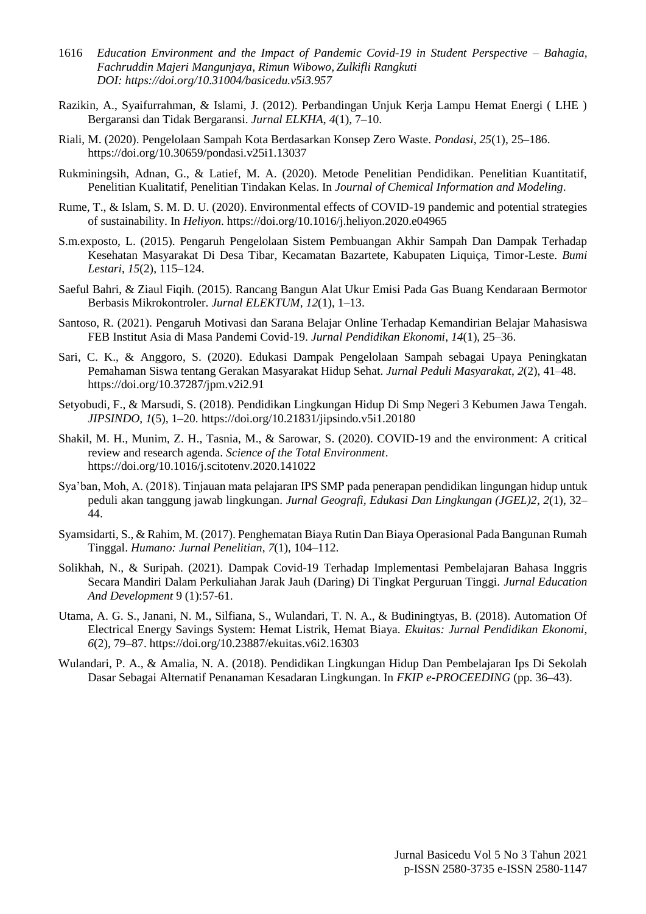Razikin, A., Syaifurrahman, & Islami, J. (2012). Perbandingan Unjuk Kerja Lampu Hemat Energi ( LHE ) Bergaransi dan Tidak Bergaransi. *Jurnal ELKHA*, *4*(1), 7–10.

Riali, M. (2020). Pengelolaan Sampah Kota Berdasarkan Konsep Zero Waste. *Pondasi*, *25*(1), 25–186. https://doi.org/10.30659/pondasi.v25i1.13037

Rukminingsih, Adnan, G., & Latief, M. A. (2020). Metode Penelitian Pendidikan. Penelitian Kuantitatif, Penelitian Kualitatif, Penelitian Tindakan Kelas. In *Journal of Chemical Information and Modeling*.

Rume, T., & Islam, S. M. D. U. (2020). Environmental effects of COVID-19 pandemic and potential strategies of sustainability. In *Heliyon*. https://doi.org/10.1016/j.heliyon.2020.e04965

S.m.exposto, L. (2015). Pengaruh Pengelolaan Sistem Pembuangan Akhir Sampah Dan Dampak Terhadap Kesehatan Masyarakat Di Desa Tibar, Kecamatan Bazartete, Kabupaten Liquiça, Timor-Leste. *Bumi Lestari*, *15*(2), 115–124.

Saeful Bahri, & Ziaul Fiqih. (2015). Rancang Bangun Alat Ukur Emisi Pada Gas Buang Kendaraan Bermotor Berbasis Mikrokontroler. *Jurnal ELEKTUM*, *12*(1), 1–13.

Santoso, R. (2021). Pengaruh Motivasi dan Sarana Belajar Online Terhadap Kemandirian Belajar Mahasiswa FEB Institut Asia di Masa Pandemi Covid-19. *Jurnal Pendidikan Ekonomi*, *14*(1), 25–36.

Sari, C. K., & Anggoro, S. (2020). Edukasi Dampak Pengelolaan Sampah sebagai Upaya Peningkatan Pemahaman Siswa tentang Gerakan Masyarakat Hidup Sehat. *Jurnal Peduli Masyarakat*, *2*(2), 41–48. https://doi.org/10.37287/jpm.v2i2.91

Setyobudi, F., & Marsudi, S. (2018). Pendidikan Lingkungan Hidup Di Smp Negeri 3 Kebumen Jawa Tengah. *JIPSINDO*, *1*(5), 1–20. https://doi.org/10.21831/jipsindo.v5i1.20180

Shakil, M. H., Munim, Z. H., Tasnia, M., & Sarowar, S. (2020). COVID-19 and the environment: A critical review and research agenda. *Science of the Total Environment*. https://doi.org/10.1016/j.scitotenv.2020.141022

Sya'ban, Moh, A. (2018). Tinjauan mata pelajaran IPS SMP pada penerapan pendidikan lingungan hidup untuk peduli akan tanggung jawab lingkungan. *Jurnal Geografi, Edukasi Dan Lingkungan (JGEL)2*, *2*(1), 32–44.

Syamsidarti, S., & Rahim, M. (2017). Penghematan Biaya Rutin Dan Biaya Operasional Pada Bangunan Rumah Tinggal. *Humano: Jurnal Penelitian*, *7*(1), 104–112.

Solikhah, N., & Suripah. (2021). Dampak Covid-19 Terhadap Implementasi Pembelajaran Bahasa Inggris Secara Mandiri Dalam Perkuliahan Jarak Jauh (Daring) Di Tingkat Perguruan Tinggi. *Jurnal Education And Development* 9 (1):57-61.

Utama, A. G. S., Janani, N. M., Silfiana, S., Wulandari, T. N. A., & Budiningtyas, B. (2018). Automation Of Electrical Energy Savings System: Hemat Listrik, Hemat Biaya. *Ekuitas: Jurnal Pendidikan Ekonomi*, *6*(2), 79–87. https://doi.org/10.23887/ekuitas.v6i2.16303

Wulandari, P. A., & Amalia, N. A. (2018). Pendidikan Lingkungan Hidup Dan Pembelajaran Ips Di Sekolah Dasar Sebagai Alternatif Penanaman Kesadaran Lingkungan. In *FKIP e-PROCEEDING* (pp. 36–43).